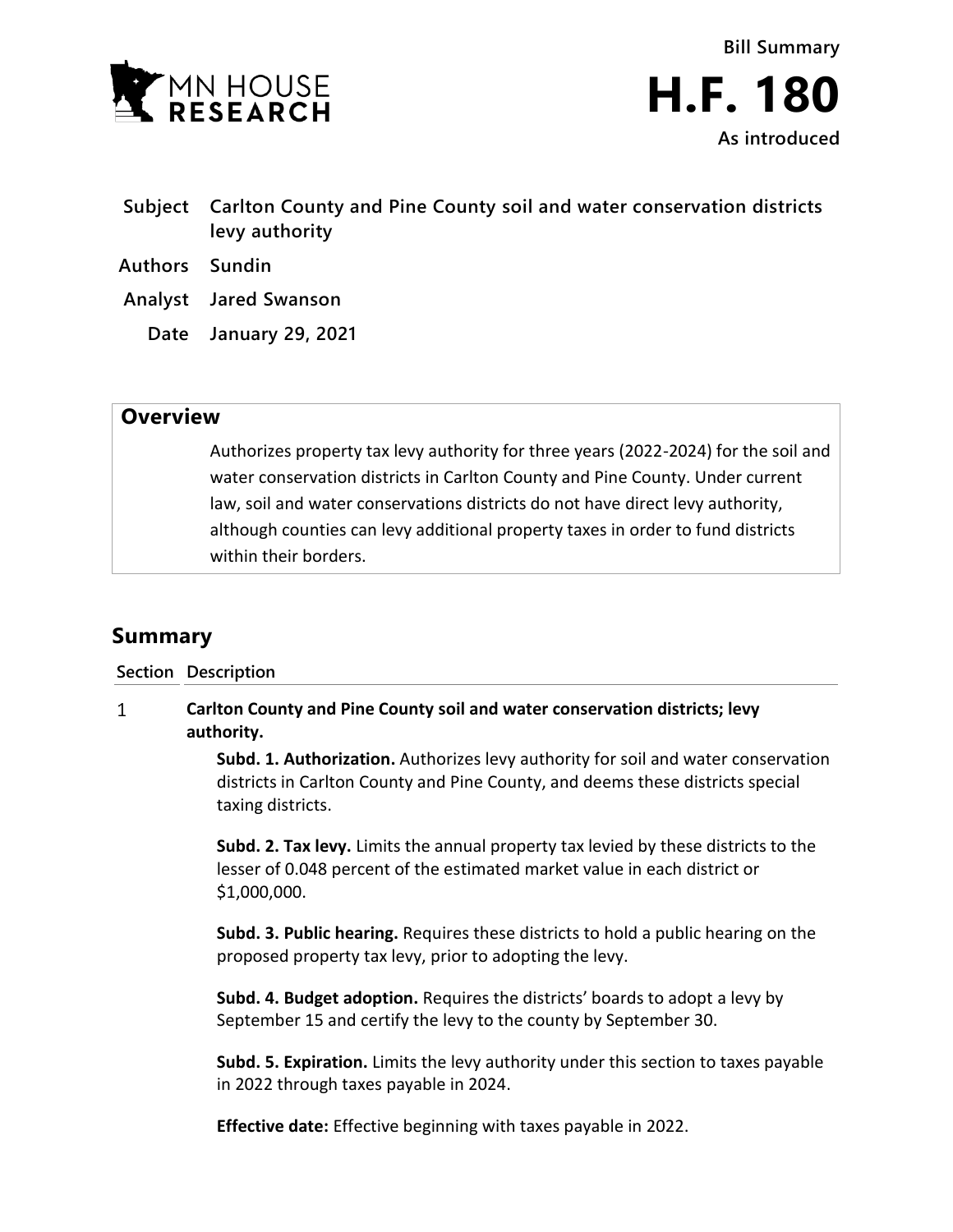MN HOUSE RESEARCH

Bill Summary

# H.F. 180

As introduced

**Subject** Carlton County and Pine County soil and water conservation districts levy authority

**Authors** Sundin

**Analyst** Jared Swanson

**Date** January 29, 2021

## Overview

Authorizes property tax levy authority for three years (2022-2024) for the soil and water conservation districts in Carlton County and Pine County. Under current law, soil and water conservations districts do not have direct levy authority, although counties can levy additional property taxes in order to fund districts within their borders.

## Summary

| Section | Description |
|---|---|
| 1 | **Carlton County and Pine County soil and water conservation districts; levy authority.** |

**Subd. 1. Authorization.** Authorizes levy authority for soil and water conservation districts in Carlton County and Pine County, and deems these districts special taxing districts.

**Subd. 2. Tax levy.** Limits the annual property tax levied by these districts to the lesser of 0.048 percent of the estimated market value in each district or $1,000,000.

**Subd. 3. Public hearing.** Requires these districts to hold a public hearing on the proposed property tax levy, prior to adopting the levy.

**Subd. 4. Budget adoption.** Requires the districts' boards to adopt a levy by September 15 and certify the levy to the county by September 30.

**Subd. 5. Expiration.** Limits the levy authority under this section to taxes payable in 2022 through taxes payable in 2024.

**Effective date:** Effective beginning with taxes payable in 2022.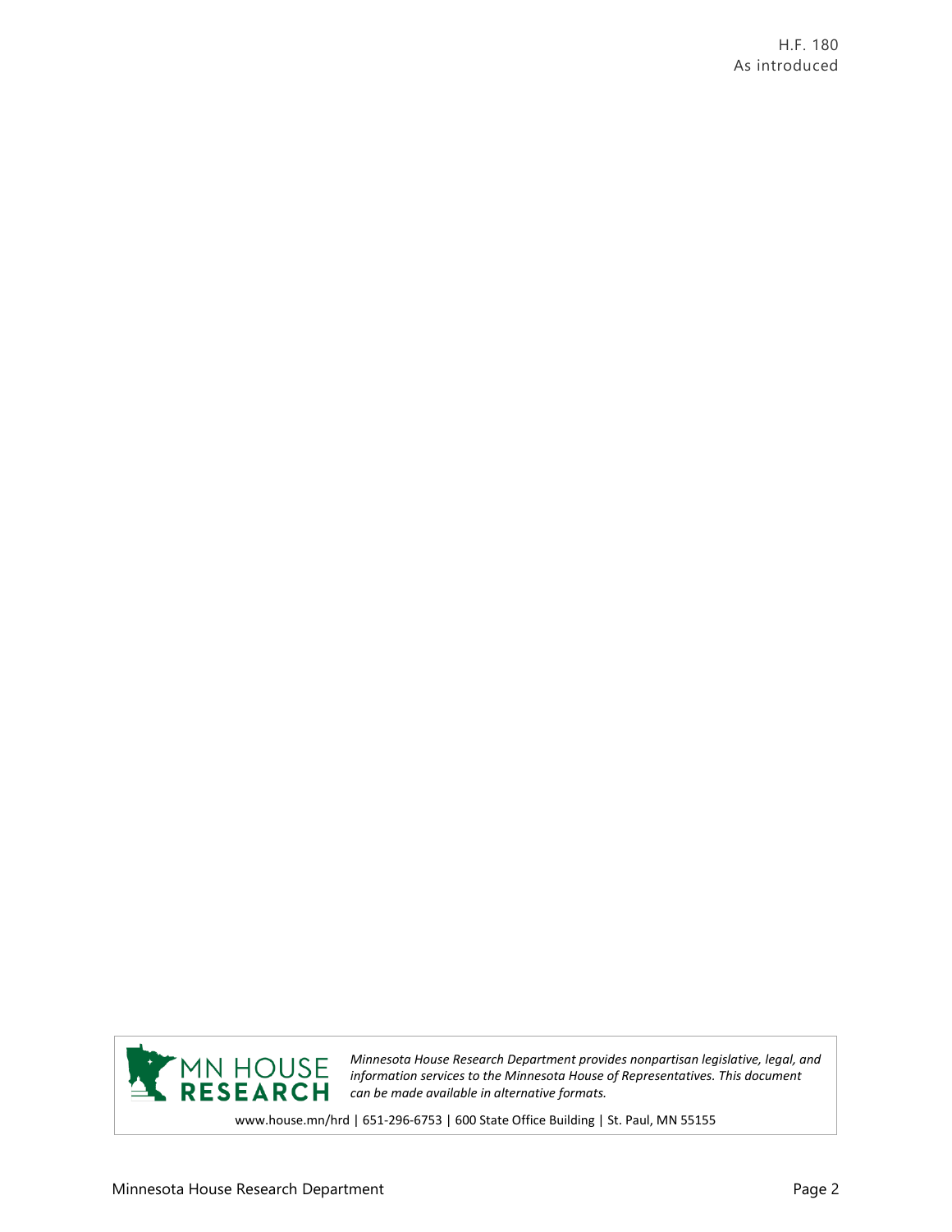MN HOUSE RESEARCH

*Minnesota House Research Department provides nonpartisan legislative, legal, and information services to the Minnesota House of Representatives. This document can be made available in alternative formats.*

www.house.mn/hrd | 651-296-6753 | 600 State Office Building | St. Paul, MN 55155